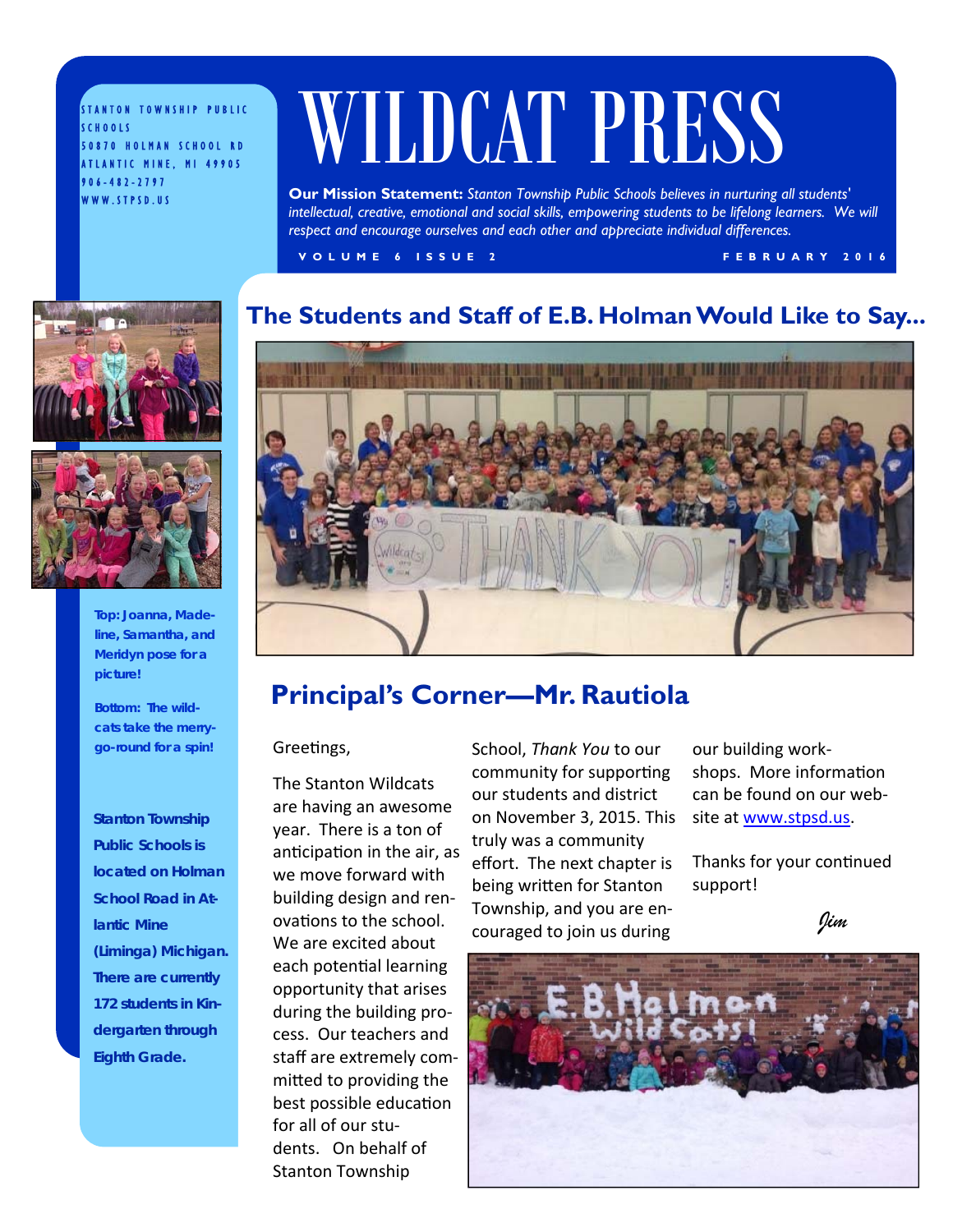STANTON TOWNSHIP PUBLIC SCHOOLS
50870 HOLMAN SCHOOL RD
ATLANTIC MINE, MI 49905
906-482-2797
WWW.STPSD.US

# WILDCAT PRESS

**Our Mission Statement:** *Stanton Township Public Schools believes in nurturing all students' intellectual, creative, emotional and social skills, empowering students to be lifelong learners. We will respect and encourage ourselves and each other and appreciate individual differences.*

VOLUME 6 ISSUE 2 — FEBRUARY 2016

**Top: Joanna, Madeline, Samantha, and Meridyn pose for a picture!**

**Bottom: The wildcats take the merry-go-round for a spin!**

**Stanton Township Public Schools is located on Holman School Road in Atlantic Mine (Liminga) Michigan. There are currently 172 students in Kindergarten through Eighth Grade.**

## The Students and Staff of E.B. Holman Would Like to Say...

## Principal's Corner—Mr. Rautiola

Greetings,

The Stanton Wildcats are having an awesome year. There is a ton of anticipation in the air, as we move forward with building design and renovations to the school. We are excited about each potential learning opportunity that arises during the building process. Our teachers and staff are extremely committed to providing the best possible education for all of our students. On behalf of Stanton Township School, *Thank You* to our community for supporting our students and district on November 3, 2015. This truly was a community effort. The next chapter is being written for Stanton Township, and you are encouraged to join us during our building workshops. More information can be found on our website at [www.stpsd.us](http://www.stpsd.us).

Thanks for your continued support!

*Jim*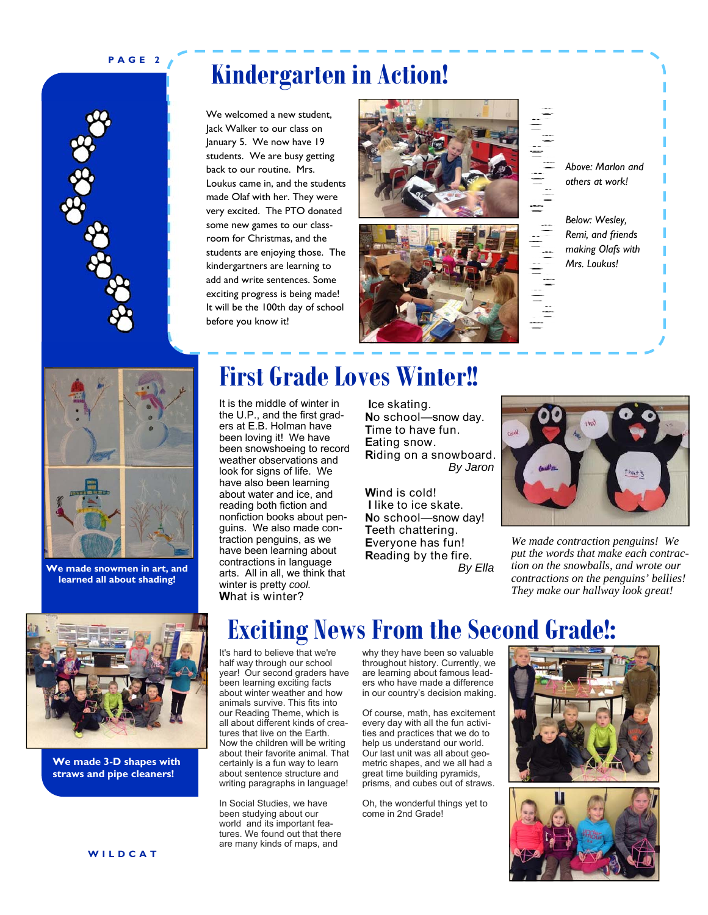# Kindergarten in Action!

We welcomed a new student, Jack Walker to our class on January 5. We now have 19 students. We are busy getting back to our routine. Mrs. Loukus came in, and the students made Olaf with her. They were very excited. The PTO donated some new games to our classroom for Christmas, and the students are enjoying those. The kindergartners are learning to add and write sentences. Some exciting progress is being made! It will be the 100th day of school before you know it!

*Above: Marlon and others at work!*

*Below: Wesley, Remi, and friends making Olafs with Mrs. Loukus!*

# First Grade Loves Winter!!

It is the middle of winter in the U.P., and the first graders at E.B. Holman have been loving it! We have been snowshoeing to record weather observations and look for signs of life. We have also been learning about water and ice, and reading both fiction and nonfiction books about penguins. We also made contraction penguins, as we have been learning about contractions in language arts. All in all, we think that winter is pretty *cool.*

**W**hat is winter?
**I**ce skating.
**N**o school—snow day.
**T**ime to have fun.
**E**ating snow.
**R**iding on a snowboard.
*By Jaron*

**W**ind is cold!
**I** like to ice skate.
**N**o school—snow day!
**T**eeth chattering.
**E**veryone has fun!
**R**eading by the fire.
*By Ella*

*We made contraction penguins! We put the words that make each contraction on the snowballs, and wrote our contractions on the penguins' bellies! They make our hallway look great!*

**We made snowmen in art, and learned all about shading!**

# Exciting News From the Second Grade!:

It's hard to believe that we're half way through our school year! Our second graders have been learning exciting facts about winter weather and how animals survive. This fits into our Reading Theme, which is all about different kinds of creatures that live on the Earth. Now the children will be writing about their favorite animal. That certainly is a fun way to learn about sentence structure and writing paragraphs in language!

In Social Studies, we have been studying about our world and its important features. We found out that there are many kinds of maps, and why they have been so valuable throughout history. Currently, we are learning about famous leaders who have made a difference in our country's decision making.

Of course, math, has excitement every day with all the fun activities and practices that we do to help us understand our world. Our last unit was all about geometric shapes, and we all had a great time building pyramids, prisms, and cubes out of straws.

Oh, the wonderful things yet to come in 2nd Grade!

**We made 3-D shapes with straws and pipe cleaners!**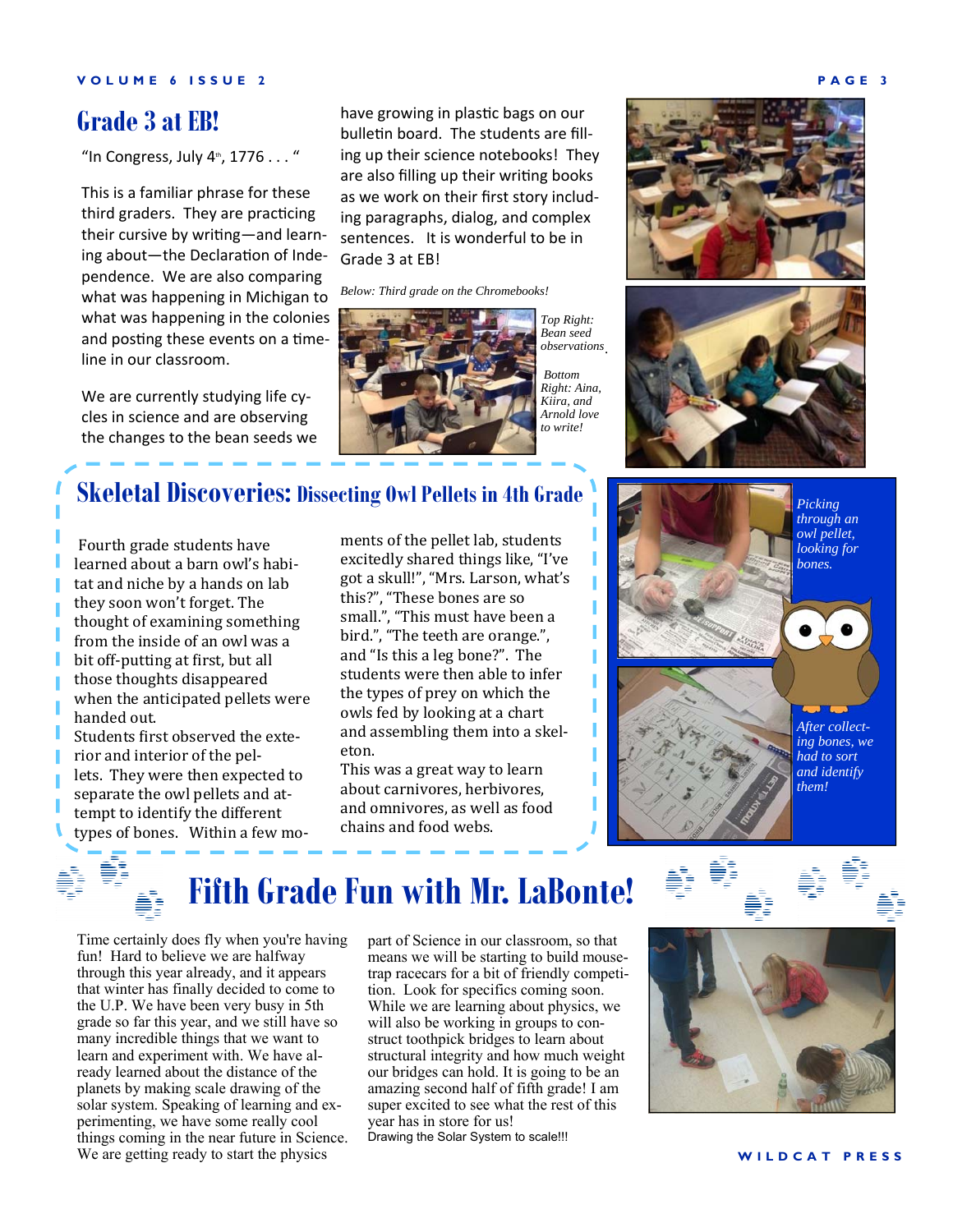## Grade 3 at EB!

"In Congress, July 4th, 1776 . . . "

This is a familiar phrase for these third graders. They are practicing their cursive by writing—and learning about—the Declaration of Independence. We are also comparing what was happening in Michigan to what was happening in the colonies and posting these events on a timeline in our classroom.

We are currently studying life cycles in science and are observing the changes to the bean seeds we have growing in plastic bags on our bulletin board. The students are filling up their science notebooks! They are also filling up their writing books as we work on their first story including paragraphs, dialog, and complex sentences. It is wonderful to be in Grade 3 at EB!

*Below: Third grade on the Chromebooks!*

*Top Right: Bean seed observations.*

*Bottom Right: Aina, Kiira, and Arnold love to write!*

## Skeletal Discoveries: Dissecting Owl Pellets in 4th Grade

Fourth grade students have learned about a barn owl's habitat and niche by a hands on lab they soon won't forget. The thought of examining something from the inside of an owl was a bit off-putting at first, but all those thoughts disappeared when the anticipated pellets were handed out.

Students first observed the exterior and interior of the pellets. They were then expected to separate the owl pellets and attempt to identify the different types of bones. Within a few moments of the pellet lab, students excitedly shared things like, "I've got a skull!", "Mrs. Larson, what's this?", "These bones are so small.", "This must have been a bird.", "The teeth are orange.", and "Is this a leg bone?". The students were then able to infer the types of prey on which the owls fed by looking at a chart and assembling them into a skeleton.

This was a great way to learn about carnivores, herbivores, and omnivores, as well as food chains and food webs.

*Picking through an owl pellet, looking for bones.*

*After collecting bones, we had to sort and identify them!*

## Fifth Grade Fun with Mr. LaBonte!

Time certainly does fly when you're having fun! Hard to believe we are halfway through this year already, and it appears that winter has finally decided to come to the U.P. We have been very busy in 5th grade so far this year, and we still have so many incredible things that we want to learn and experiment with. We have already learned about the distance of the planets by making scale drawing of the solar system. Speaking of learning and experimenting, we have some really cool things coming in the near future in Science. We are getting ready to start the physics part of Science in our classroom, so that means we will be starting to build mousetrap racecars for a bit of friendly competition. Look for specifics coming soon. While we are learning about physics, we will also be working in groups to construct toothpick bridges to learn about structural integrity and how much weight our bridges can hold. It is going to be an amazing second half of fifth grade! I am super excited to see what the rest of this year has in store for us!

Drawing the Solar System to scale!!!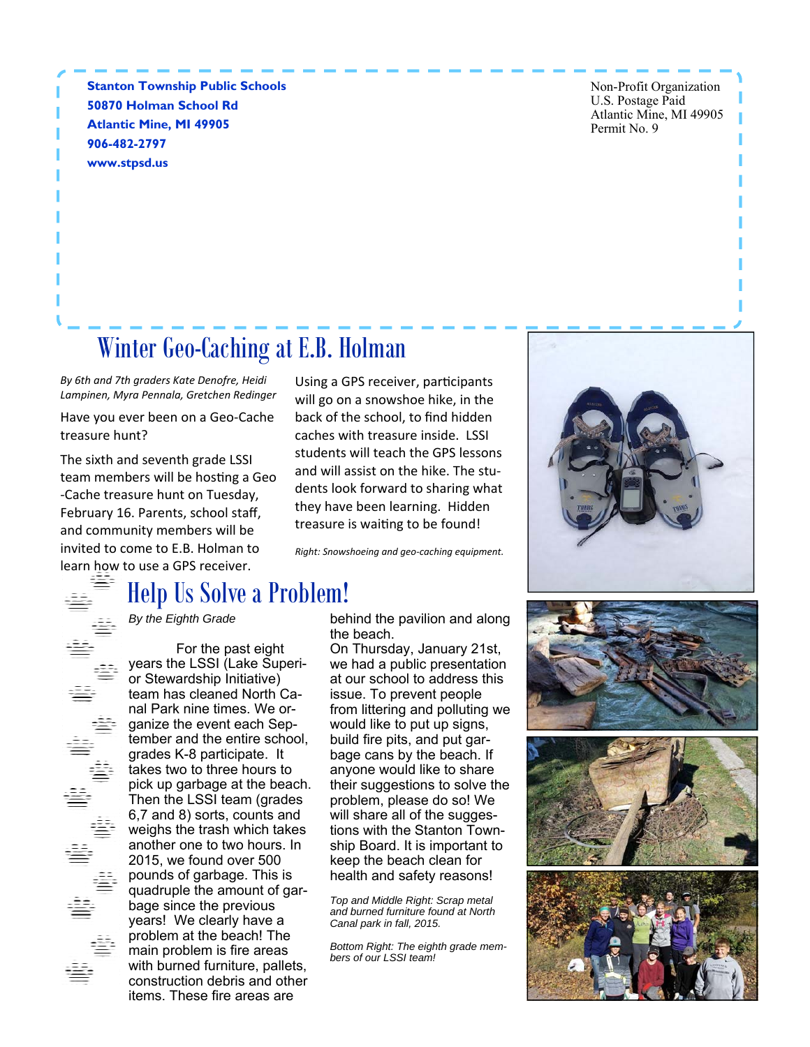**Stanton Township Public Schools**
**50870 Holman School Rd**
**Atlantic Mine, MI 49905**
**906-482-2797**
**www.stpsd.us**

Non-Profit Organization
U.S. Postage Paid
Atlantic Mine, MI 49905
Permit No. 9

# Winter Geo-Caching at E.B. Holman

*By 6th and 7th graders Kate Denofre, Heidi Lampinen, Myra Pennala, Gretchen Redinger*

Have you ever been on a Geo-Cache treasure hunt?

The sixth and seventh grade LSSI team members will be hosting a Geo-Cache treasure hunt on Tuesday, February 16. Parents, school staff, and community members will be invited to come to E.B. Holman to learn how to use a GPS receiver.

Using a GPS receiver, participants will go on a snowshoe hike, in the back of the school, to find hidden caches with treasure inside. LSSI students will teach the GPS lessons and will assist on the hike. The students look forward to sharing what they have been learning. Hidden treasure is waiting to be found!

*Right: Snowshoeing and geo-caching equipment.*

# Help Us Solve a Problem!

*By the Eighth Grade*

For the past eight years the LSSI (Lake Superior Stewardship Initiative) team has cleaned North Canal Park nine times. We organize the event each September and the entire school, grades K-8 participate. It takes two to three hours to pick up garbage at the beach. Then the LSSI team (grades 6,7 and 8) sorts, counts and weighs the trash which takes another one to two hours. In 2015, we found over 500 pounds of garbage. This is quadruple the amount of garbage since the previous years! We clearly have a problem at the beach! The main problem is fire areas with burned furniture, pallets, construction debris and other items. These fire areas are behind the pavilion and along the beach.

On Thursday, January 21st, we had a public presentation at our school to address this issue. To prevent people from littering and polluting we would like to put up signs, build fire pits, and put garbage cans by the beach. If anyone would like to share their suggestions to solve the problem, please do so! We will share all of the suggestions with the Stanton Township Board. It is important to keep the beach clean for health and safety reasons!

*Top and Middle Right: Scrap metal and burned furniture found at North Canal park in fall, 2015.*

*Bottom Right: The eighth grade members of our LSSI team!*